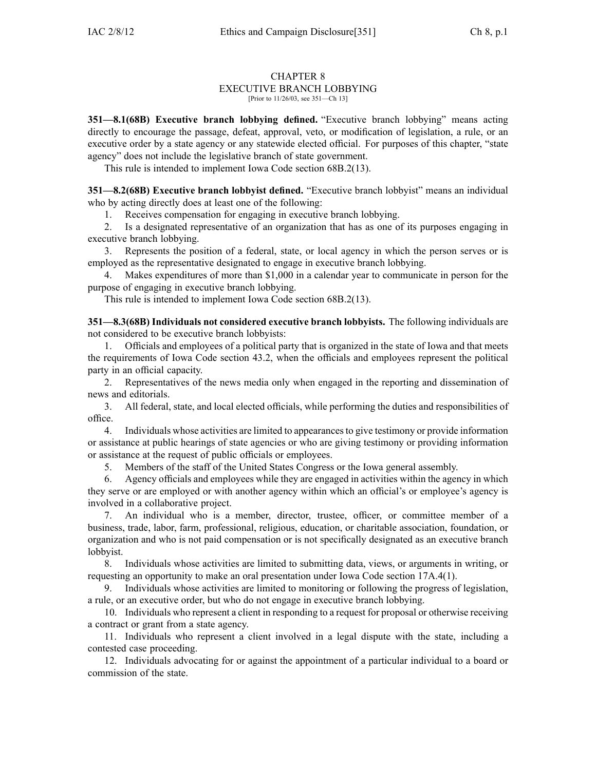# CHAPTER 8
## EXECUTIVE BRANCH LOBBYING

[Prior to 11/26/03, see 351—Ch 13]

**351—8.1(68B) Executive branch lobbying defined.** "Executive branch lobbying" means acting directly to encourage the passage, defeat, approval, veto, or modification of legislation, a rule, or an executive order by a state agency or any statewide elected official. For purposes of this chapter, "state agency" does not include the legislative branch of state government.

This rule is intended to implement Iowa Code section 68B.2(13).

**351—8.2(68B) Executive branch lobbyist defined.** "Executive branch lobbyist" means an individual who by acting directly does at least one of the following:

1. Receives compensation for engaging in executive branch lobbying.
2. Is a designated representative of an organization that has as one of its purposes engaging in executive branch lobbying.
3. Represents the position of a federal, state, or local agency in which the person serves or is employed as the representative designated to engage in executive branch lobbying.
4. Makes expenditures of more than $1,000 in a calendar year to communicate in person for the purpose of engaging in executive branch lobbying.

This rule is intended to implement Iowa Code section 68B.2(13).

**351—8.3(68B) Individuals not considered executive branch lobbyists.** The following individuals are not considered to be executive branch lobbyists:

1. Officials and employees of a political party that is organized in the state of Iowa and that meets the requirements of Iowa Code section 43.2, when the officials and employees represent the political party in an official capacity.
2. Representatives of the news media only when engaged in the reporting and dissemination of news and editorials.
3. All federal, state, and local elected officials, while performing the duties and responsibilities of office.
4. Individuals whose activities are limited to appearances to give testimony or provide information or assistance at public hearings of state agencies or who are giving testimony or providing information or assistance at the request of public officials or employees.
5. Members of the staff of the United States Congress or the Iowa general assembly.
6. Agency officials and employees while they are engaged in activities within the agency in which they serve or are employed or with another agency within which an official's or employee's agency is involved in a collaborative project.
7. An individual who is a member, director, trustee, officer, or committee member of a business, trade, labor, farm, professional, religious, education, or charitable association, foundation, or organization and who is not paid compensation or is not specifically designated as an executive branch lobbyist.
8. Individuals whose activities are limited to submitting data, views, or arguments in writing, or requesting an opportunity to make an oral presentation under Iowa Code section 17A.4(1).
9. Individuals whose activities are limited to monitoring or following the progress of legislation, a rule, or an executive order, but who do not engage in executive branch lobbying.
10. Individuals who represent a client in responding to a request for proposal or otherwise receiving a contract or grant from a state agency.
11. Individuals who represent a client involved in a legal dispute with the state, including a contested case proceeding.
12. Individuals advocating for or against the appointment of a particular individual to a board or commission of the state.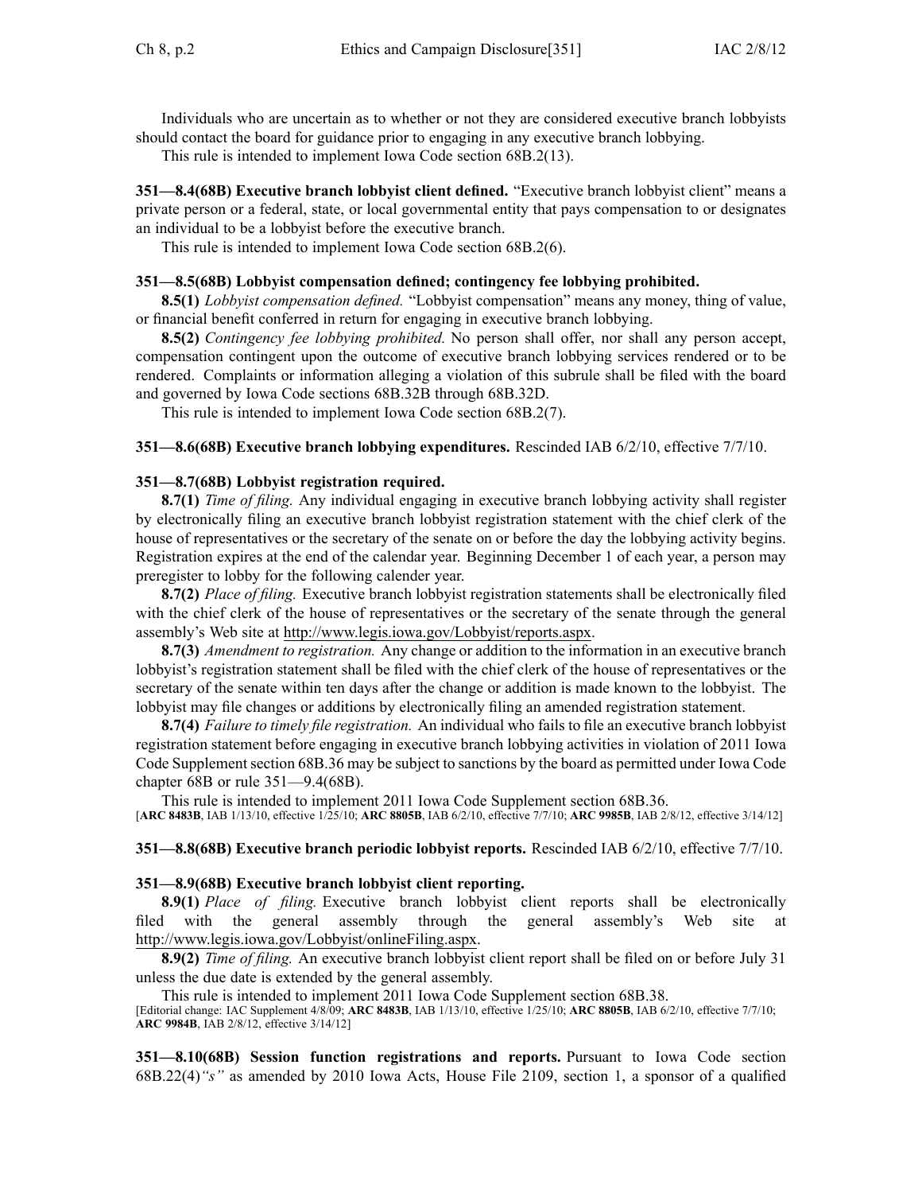Individuals who are uncertain as to whether or not they are considered executive branch lobbyists should contact the board for guidance prior to engaging in any executive branch lobbying.

This rule is intended to implement Iowa Code section 68B.2(13).

**351—8.4(68B) Executive branch lobbyist client defined.** "Executive branch lobbyist client" means a private person or a federal, state, or local governmental entity that pays compensation to or designates an individual to be a lobbyist before the executive branch.

This rule is intended to implement Iowa Code section 68B.2(6).

**351—8.5(68B) Lobbyist compensation defined; contingency fee lobbying prohibited.**

**8.5(1)** *Lobbyist compensation defined.* "Lobbyist compensation" means any money, thing of value, or financial benefit conferred in return for engaging in executive branch lobbying.

**8.5(2)** *Contingency fee lobbying prohibited.* No person shall offer, nor shall any person accept, compensation contingent upon the outcome of executive branch lobbying services rendered or to be rendered. Complaints or information alleging a violation of this subrule shall be filed with the board and governed by Iowa Code sections 68B.32B through 68B.32D.

This rule is intended to implement Iowa Code section 68B.2(7).

**351—8.6(68B) Executive branch lobbying expenditures.** Rescinded IAB 6/2/10, effective 7/7/10.

**351—8.7(68B) Lobbyist registration required.**

**8.7(1)** *Time of filing.* Any individual engaging in executive branch lobbying activity shall register by electronically filing an executive branch lobbyist registration statement with the chief clerk of the house of representatives or the secretary of the senate on or before the day the lobbying activity begins. Registration expires at the end of the calendar year. Beginning December 1 of each year, a person may preregister to lobby for the following calender year.

**8.7(2)** *Place of filing.* Executive branch lobbyist registration statements shall be electronically filed with the chief clerk of the house of representatives or the secretary of the senate through the general assembly's Web site at http://www.legis.iowa.gov/Lobbyist/reports.aspx.

**8.7(3)** *Amendment to registration.* Any change or addition to the information in an executive branch lobbyist's registration statement shall be filed with the chief clerk of the house of representatives or the secretary of the senate within ten days after the change or addition is made known to the lobbyist. The lobbyist may file changes or additions by electronically filing an amended registration statement.

**8.7(4)** *Failure to timely file registration.* An individual who fails to file an executive branch lobbyist registration statement before engaging in executive branch lobbying activities in violation of 2011 Iowa Code Supplement section 68B.36 may be subject to sanctions by the board as permitted under Iowa Code chapter 68B or rule 351—9.4(68B).

This rule is intended to implement 2011 Iowa Code Supplement section 68B.36.

[**ARC 8483B**, IAB 1/13/10, effective 1/25/10; **ARC 8805B**, IAB 6/2/10, effective 7/7/10; **ARC 9985B**, IAB 2/8/12, effective 3/14/12]

**351—8.8(68B) Executive branch periodic lobbyist reports.** Rescinded IAB 6/2/10, effective 7/7/10.

**351—8.9(68B) Executive branch lobbyist client reporting.**

**8.9(1)** *Place of filing.* Executive branch lobbyist client reports shall be electronically filed with the general assembly through the general assembly's Web site at http://www.legis.iowa.gov/Lobbyist/onlineFiling.aspx.

**8.9(2)** *Time of filing.* An executive branch lobbyist client report shall be filed on or before July 31 unless the due date is extended by the general assembly.

This rule is intended to implement 2011 Iowa Code Supplement section 68B.38.

[Editorial change: IAC Supplement 4/8/09; **ARC 8483B**, IAB 1/13/10, effective 1/25/10; **ARC 8805B**, IAB 6/2/10, effective 7/7/10; **ARC 9984B**, IAB 2/8/12, effective 3/14/12]

**351—8.10(68B) Session function registrations and reports.** Pursuant to Iowa Code section 68B.22(4)*"s"* as amended by 2010 Iowa Acts, House File 2109, section 1, a sponsor of a qualified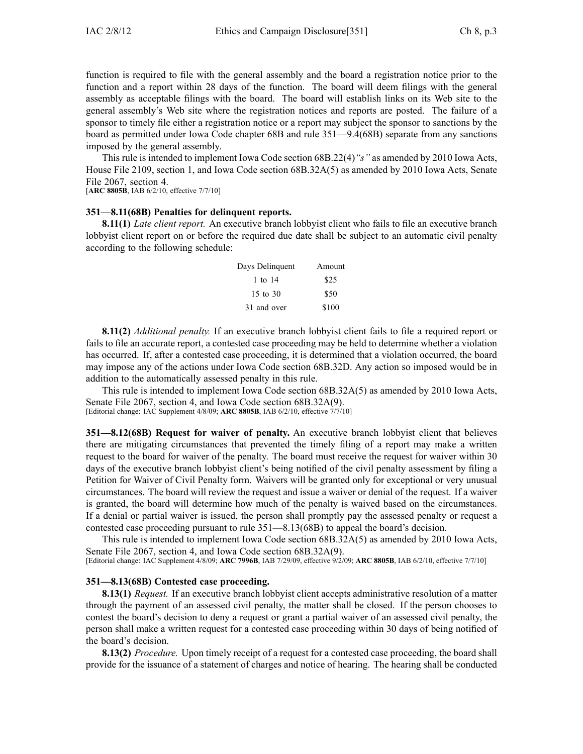function is required to file with the general assembly and the board a registration notice prior to the function and a report within 28 days of the function. The board will deem filings with the general assembly as acceptable filings with the board. The board will establish links on its Web site to the general assembly's Web site where the registration notices and reports are posted. The failure of a sponsor to timely file either a registration notice or a report may subject the sponsor to sanctions by the board as permitted under Iowa Code chapter 68B and rule 351—9.4(68B) separate from any sanctions imposed by the general assembly.

This rule is intended to implement Iowa Code section 68B.22(4)*"s"* as amended by 2010 Iowa Acts, House File 2109, section 1, and Iowa Code section 68B.32A(5) as amended by 2010 Iowa Acts, Senate File 2067, section 4.
[**ARC 8805B**, IAB 6/2/10, effective 7/7/10]

**351—8.11(68B) Penalties for delinquent reports.**

**8.11(1)** *Late client report.* An executive branch lobbyist client who fails to file an executive branch lobbyist client report on or before the required due date shall be subject to an automatic civil penalty according to the following schedule:

| Days Delinquent | Amount |
|---|---|
| 1 to 14 | $25 |
| 15 to 30 | $50 |
| 31 and over | $100 |

**8.11(2)** *Additional penalty.* If an executive branch lobbyist client fails to file a required report or fails to file an accurate report, a contested case proceeding may be held to determine whether a violation has occurred. If, after a contested case proceeding, it is determined that a violation occurred, the board may impose any of the actions under Iowa Code section 68B.32D. Any action so imposed would be in addition to the automatically assessed penalty in this rule.

This rule is intended to implement Iowa Code section 68B.32A(5) as amended by 2010 Iowa Acts, Senate File 2067, section 4, and Iowa Code section 68B.32A(9).
[Editorial change: IAC Supplement 4/8/09; **ARC 8805B**, IAB 6/2/10, effective 7/7/10]

**351—8.12(68B) Request for waiver of penalty.** An executive branch lobbyist client that believes there are mitigating circumstances that prevented the timely filing of a report may make a written request to the board for waiver of the penalty. The board must receive the request for waiver within 30 days of the executive branch lobbyist client's being notified of the civil penalty assessment by filing a Petition for Waiver of Civil Penalty form. Waivers will be granted only for exceptional or very unusual circumstances. The board will review the request and issue a waiver or denial of the request. If a waiver is granted, the board will determine how much of the penalty is waived based on the circumstances. If a denial or partial waiver is issued, the person shall promptly pay the assessed penalty or request a contested case proceeding pursuant to rule 351—8.13(68B) to appeal the board's decision.

This rule is intended to implement Iowa Code section 68B.32A(5) as amended by 2010 Iowa Acts, Senate File 2067, section 4, and Iowa Code section 68B.32A(9).
[Editorial change: IAC Supplement 4/8/09; **ARC 7996B**, IAB 7/29/09, effective 9/2/09; **ARC 8805B**, IAB 6/2/10, effective 7/7/10]

**351—8.13(68B) Contested case proceeding.**

**8.13(1)** *Request.* If an executive branch lobbyist client accepts administrative resolution of a matter through the payment of an assessed civil penalty, the matter shall be closed. If the person chooses to contest the board's decision to deny a request or grant a partial waiver of an assessed civil penalty, the person shall make a written request for a contested case proceeding within 30 days of being notified of the board's decision.

**8.13(2)** *Procedure.* Upon timely receipt of a request for a contested case proceeding, the board shall provide for the issuance of a statement of charges and notice of hearing. The hearing shall be conducted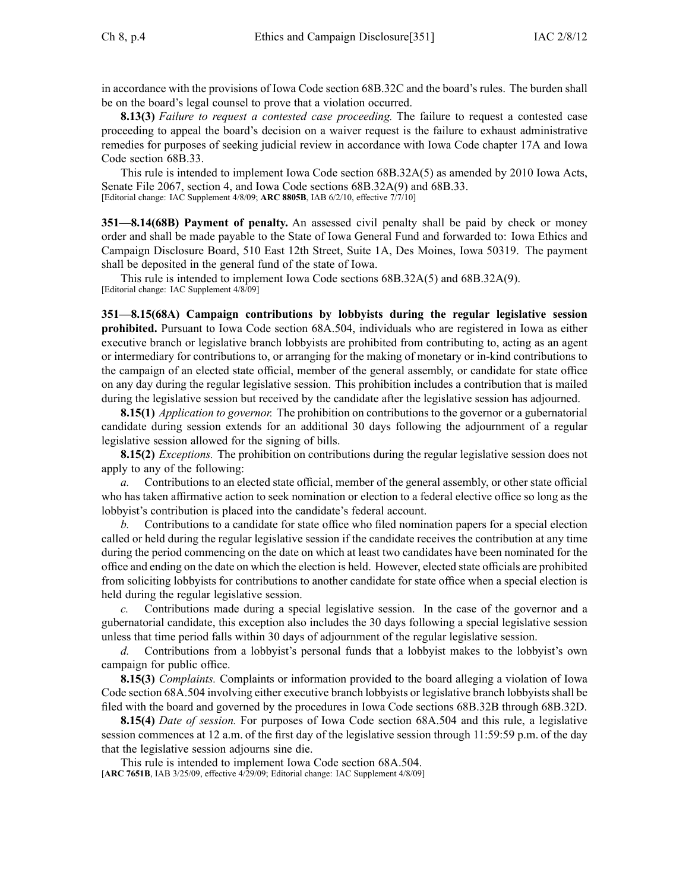in accordance with the provisions of Iowa Code section 68B.32C and the board's rules. The burden shall be on the board's legal counsel to prove that a violation occurred.

**8.13(3)** *Failure to request a contested case proceeding.* The failure to request a contested case proceeding to appeal the board's decision on a waiver request is the failure to exhaust administrative remedies for purposes of seeking judicial review in accordance with Iowa Code chapter 17A and Iowa Code section 68B.33.

This rule is intended to implement Iowa Code section 68B.32A(5) as amended by 2010 Iowa Acts, Senate File 2067, section 4, and Iowa Code sections 68B.32A(9) and 68B.33.
[Editorial change: IAC Supplement 4/8/09; **ARC 8805B**, IAB 6/2/10, effective 7/7/10]

**351—8.14(68B) Payment of penalty.** An assessed civil penalty shall be paid by check or money order and shall be made payable to the State of Iowa General Fund and forwarded to: Iowa Ethics and Campaign Disclosure Board, 510 East 12th Street, Suite 1A, Des Moines, Iowa 50319. The payment shall be deposited in the general fund of the state of Iowa.

This rule is intended to implement Iowa Code sections 68B.32A(5) and 68B.32A(9).
[Editorial change: IAC Supplement 4/8/09]

**351—8.15(68A) Campaign contributions by lobbyists during the regular legislative session prohibited.** Pursuant to Iowa Code section 68A.504, individuals who are registered in Iowa as either executive branch or legislative branch lobbyists are prohibited from contributing to, acting as an agent or intermediary for contributions to, or arranging for the making of monetary or in-kind contributions to the campaign of an elected state official, member of the general assembly, or candidate for state office on any day during the regular legislative session. This prohibition includes a contribution that is mailed during the legislative session but received by the candidate after the legislative session has adjourned.

**8.15(1)** *Application to governor.* The prohibition on contributions to the governor or a gubernatorial candidate during session extends for an additional 30 days following the adjournment of a regular legislative session allowed for the signing of bills.

**8.15(2)** *Exceptions.* The prohibition on contributions during the regular legislative session does not apply to any of the following:

*a.* Contributions to an elected state official, member of the general assembly, or other state official who has taken affirmative action to seek nomination or election to a federal elective office so long as the lobbyist's contribution is placed into the candidate's federal account.

*b.* Contributions to a candidate for state office who filed nomination papers for a special election called or held during the regular legislative session if the candidate receives the contribution at any time during the period commencing on the date on which at least two candidates have been nominated for the office and ending on the date on which the election is held. However, elected state officials are prohibited from soliciting lobbyists for contributions to another candidate for state office when a special election is held during the regular legislative session.

*c.* Contributions made during a special legislative session. In the case of the governor and a gubernatorial candidate, this exception also includes the 30 days following a special legislative session unless that time period falls within 30 days of adjournment of the regular legislative session.

*d.* Contributions from a lobbyist's personal funds that a lobbyist makes to the lobbyist's own campaign for public office.

**8.15(3)** *Complaints.* Complaints or information provided to the board alleging a violation of Iowa Code section 68A.504 involving either executive branch lobbyists or legislative branch lobbyists shall be filed with the board and governed by the procedures in Iowa Code sections 68B.32B through 68B.32D.

**8.15(4)** *Date of session.* For purposes of Iowa Code section 68A.504 and this rule, a legislative session commences at 12 a.m. of the first day of the legislative session through 11:59:59 p.m. of the day that the legislative session adjourns sine die.

This rule is intended to implement Iowa Code section 68A.504.
[**ARC 7651B**, IAB 3/25/09, effective 4/29/09; Editorial change: IAC Supplement 4/8/09]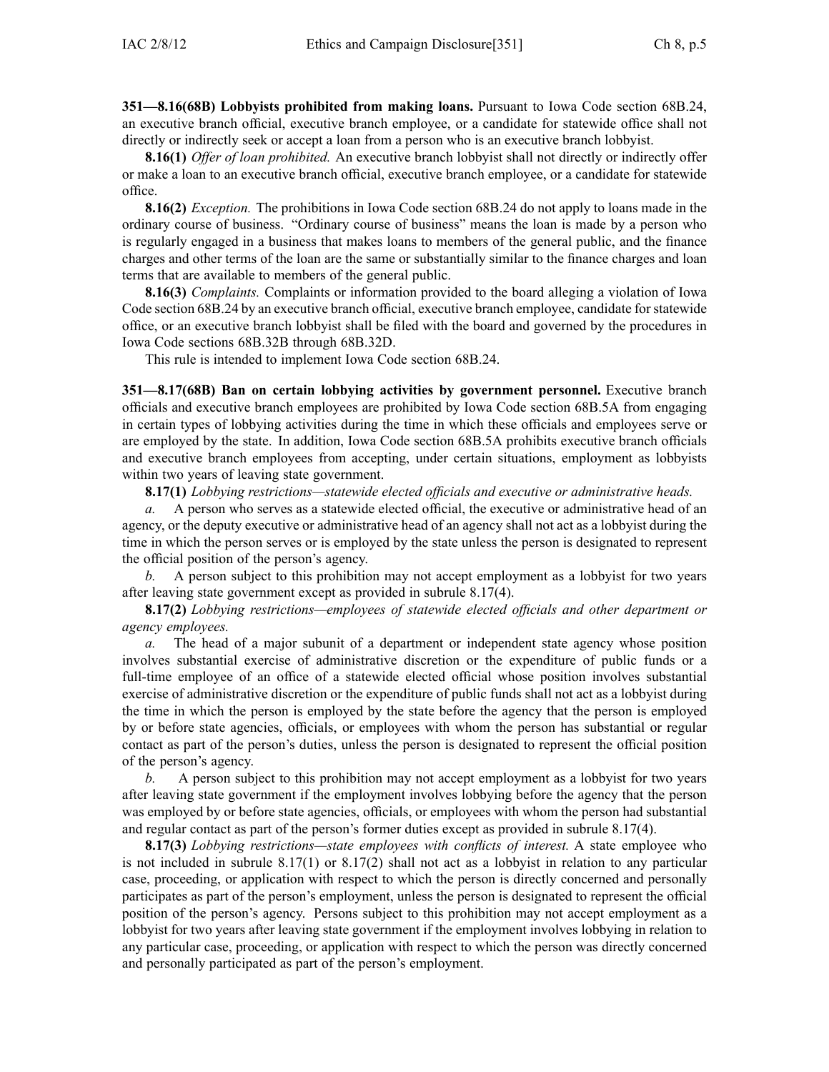**351—8.16(68B) Lobbyists prohibited from making loans.** Pursuant to Iowa Code section 68B.24, an executive branch official, executive branch employee, or a candidate for statewide office shall not directly or indirectly seek or accept a loan from a person who is an executive branch lobbyist.

**8.16(1)** *Offer of loan prohibited.* An executive branch lobbyist shall not directly or indirectly offer or make a loan to an executive branch official, executive branch employee, or a candidate for statewide office.

**8.16(2)** *Exception.* The prohibitions in Iowa Code section 68B.24 do not apply to loans made in the ordinary course of business. "Ordinary course of business" means the loan is made by a person who is regularly engaged in a business that makes loans to members of the general public, and the finance charges and other terms of the loan are the same or substantially similar to the finance charges and loan terms that are available to members of the general public.

**8.16(3)** *Complaints.* Complaints or information provided to the board alleging a violation of Iowa Code section 68B.24 by an executive branch official, executive branch employee, candidate for statewide office, or an executive branch lobbyist shall be filed with the board and governed by the procedures in Iowa Code sections 68B.32B through 68B.32D.

This rule is intended to implement Iowa Code section 68B.24.

**351—8.17(68B) Ban on certain lobbying activities by government personnel.** Executive branch officials and executive branch employees are prohibited by Iowa Code section 68B.5A from engaging in certain types of lobbying activities during the time in which these officials and employees serve or are employed by the state. In addition, Iowa Code section 68B.5A prohibits executive branch officials and executive branch employees from accepting, under certain situations, employment as lobbyists within two years of leaving state government.

**8.17(1)** *Lobbying restrictions—statewide elected officials and executive or administrative heads.*

*a.* A person who serves as a statewide elected official, the executive or administrative head of an agency, or the deputy executive or administrative head of an agency shall not act as a lobbyist during the time in which the person serves or is employed by the state unless the person is designated to represent the official position of the person's agency.

*b.* A person subject to this prohibition may not accept employment as a lobbyist for two years after leaving state government except as provided in subrule 8.17(4).

**8.17(2)** *Lobbying restrictions—employees of statewide elected officials and other department or agency employees.*

*a.* The head of a major subunit of a department or independent state agency whose position involves substantial exercise of administrative discretion or the expenditure of public funds or a full-time employee of an office of a statewide elected official whose position involves substantial exercise of administrative discretion or the expenditure of public funds shall not act as a lobbyist during the time in which the person is employed by the state before the agency that the person is employed by or before state agencies, officials, or employees with whom the person has substantial or regular contact as part of the person's duties, unless the person is designated to represent the official position of the person's agency.

*b.* A person subject to this prohibition may not accept employment as a lobbyist for two years after leaving state government if the employment involves lobbying before the agency that the person was employed by or before state agencies, officials, or employees with whom the person had substantial and regular contact as part of the person's former duties except as provided in subrule 8.17(4).

**8.17(3)** *Lobbying restrictions—state employees with conflicts of interest.* A state employee who is not included in subrule 8.17(1) or 8.17(2) shall not act as a lobbyist in relation to any particular case, proceeding, or application with respect to which the person is directly concerned and personally participates as part of the person's employment, unless the person is designated to represent the official position of the person's agency. Persons subject to this prohibition may not accept employment as a lobbyist for two years after leaving state government if the employment involves lobbying in relation to any particular case, proceeding, or application with respect to which the person was directly concerned and personally participated as part of the person's employment.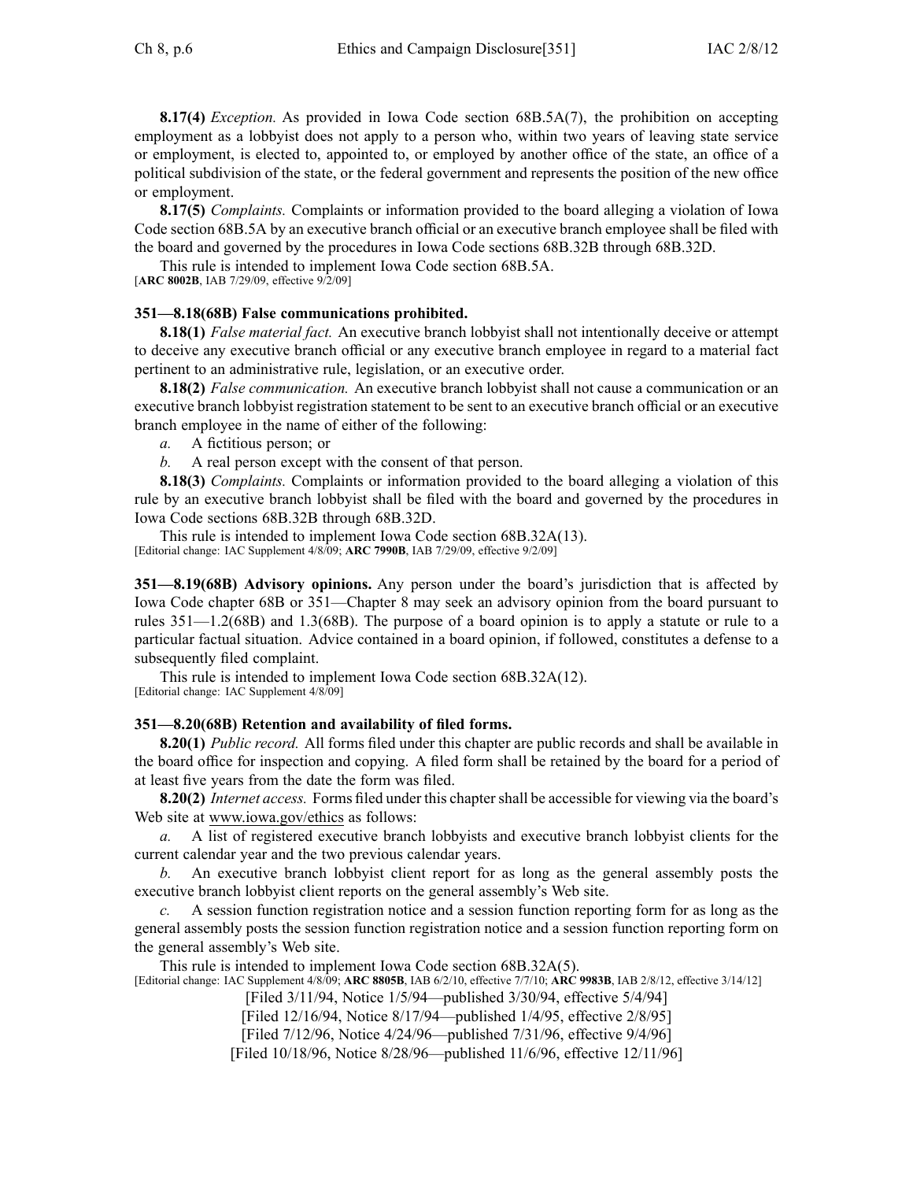**8.17(4)** *Exception.* As provided in Iowa Code section 68B.5A(7), the prohibition on accepting employment as a lobbyist does not apply to a person who, within two years of leaving state service or employment, is elected to, appointed to, or employed by another office of the state, an office of a political subdivision of the state, or the federal government and represents the position of the new office or employment.

**8.17(5)** *Complaints.* Complaints or information provided to the board alleging a violation of Iowa Code section 68B.5A by an executive branch official or an executive branch employee shall be filed with the board and governed by the procedures in Iowa Code sections 68B.32B through 68B.32D.

This rule is intended to implement Iowa Code section 68B.5A.
[**ARC 8002B**, IAB 7/29/09, effective 9/2/09]

**351—8.18(68B) False communications prohibited.**

**8.18(1)** *False material fact.* An executive branch lobbyist shall not intentionally deceive or attempt to deceive any executive branch official or any executive branch employee in regard to a material fact pertinent to an administrative rule, legislation, or an executive order.

**8.18(2)** *False communication.* An executive branch lobbyist shall not cause a communication or an executive branch lobbyist registration statement to be sent to an executive branch official or an executive branch employee in the name of either of the following:

*a.* A fictitious person; or

*b.* A real person except with the consent of that person.

**8.18(3)** *Complaints.* Complaints or information provided to the board alleging a violation of this rule by an executive branch lobbyist shall be filed with the board and governed by the procedures in Iowa Code sections 68B.32B through 68B.32D.

This rule is intended to implement Iowa Code section 68B.32A(13).
[Editorial change: IAC Supplement 4/8/09; **ARC 7990B**, IAB 7/29/09, effective 9/2/09]

**351—8.19(68B) Advisory opinions.** Any person under the board's jurisdiction that is affected by Iowa Code chapter 68B or 351—Chapter 8 may seek an advisory opinion from the board pursuant to rules 351—1.2(68B) and 1.3(68B). The purpose of a board opinion is to apply a statute or rule to a particular factual situation. Advice contained in a board opinion, if followed, constitutes a defense to a subsequently filed complaint.

This rule is intended to implement Iowa Code section 68B.32A(12).
[Editorial change: IAC Supplement 4/8/09]

**351—8.20(68B) Retention and availability of filed forms.**

**8.20(1)** *Public record.* All forms filed under this chapter are public records and shall be available in the board office for inspection and copying. A filed form shall be retained by the board for a period of at least five years from the date the form was filed.

**8.20(2)** *Internet access.* Forms filed under this chapter shall be accessible for viewing via the board's Web site at www.iowa.gov/ethics as follows:

*a.* A list of registered executive branch lobbyists and executive branch lobbyist clients for the current calendar year and the two previous calendar years.

*b.* An executive branch lobbyist client report for as long as the general assembly posts the executive branch lobbyist client reports on the general assembly's Web site.

*c.* A session function registration notice and a session function reporting form for as long as the general assembly posts the session function registration notice and a session function reporting form on the general assembly's Web site.

This rule is intended to implement Iowa Code section 68B.32A(5).
[Editorial change: IAC Supplement 4/8/09; **ARC 8805B**, IAB 6/2/10, effective 7/7/10; **ARC 9983B**, IAB 2/8/12, effective 3/14/12]

[Filed 3/11/94, Notice 1/5/94—published 3/30/94, effective 5/4/94]
[Filed 12/16/94, Notice 8/17/94—published 1/4/95, effective 2/8/95]
[Filed 7/12/96, Notice 4/24/96—published 7/31/96, effective 9/4/96]
[Filed 10/18/96, Notice 8/28/96—published 11/6/96, effective 12/11/96]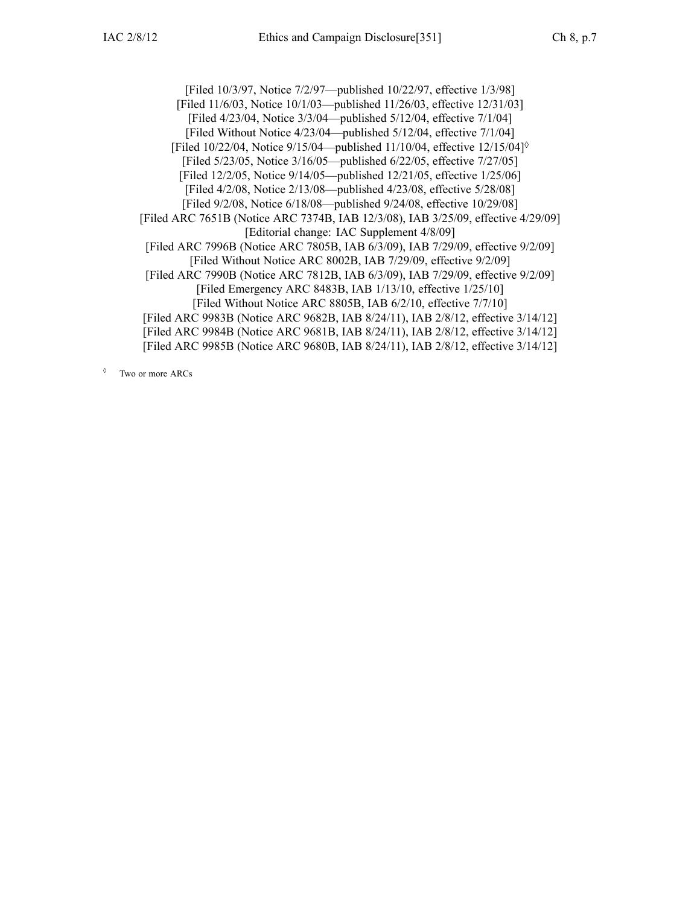[Filed 10/3/97, Notice 7/2/97—published 10/22/97, effective 1/3/98]
[Filed 11/6/03, Notice 10/1/03—published 11/26/03, effective 12/31/03]
[Filed 4/23/04, Notice 3/3/04—published 5/12/04, effective 7/1/04]
[Filed Without Notice 4/23/04—published 5/12/04, effective 7/1/04]
[Filed 10/22/04, Notice 9/15/04—published 11/10/04, effective 12/15/04]◊
[Filed 5/23/05, Notice 3/16/05—published 6/22/05, effective 7/27/05]
[Filed 12/2/05, Notice 9/14/05—published 12/21/05, effective 1/25/06]
[Filed 4/2/08, Notice 2/13/08—published 4/23/08, effective 5/28/08]
[Filed 9/2/08, Notice 6/18/08—published 9/24/08, effective 10/29/08]
[Filed ARC 7651B (Notice ARC 7374B, IAB 12/3/08), IAB 3/25/09, effective 4/29/09]
[Editorial change: IAC Supplement 4/8/09]
[Filed ARC 7996B (Notice ARC 7805B, IAB 6/3/09), IAB 7/29/09, effective 9/2/09]
[Filed Without Notice ARC 8002B, IAB 7/29/09, effective 9/2/09]
[Filed ARC 7990B (Notice ARC 7812B, IAB 6/3/09), IAB 7/29/09, effective 9/2/09]
[Filed Emergency ARC 8483B, IAB 1/13/10, effective 1/25/10]
[Filed Without Notice ARC 8805B, IAB 6/2/10, effective 7/7/10]
[Filed ARC 9983B (Notice ARC 9682B, IAB 8/24/11), IAB 2/8/12, effective 3/14/12]
[Filed ARC 9984B (Notice ARC 9681B, IAB 8/24/11), IAB 2/8/12, effective 3/14/12]
[Filed ARC 9985B (Notice ARC 9680B, IAB 8/24/11), IAB 2/8/12, effective 3/14/12]

◊ Two or more ARCs